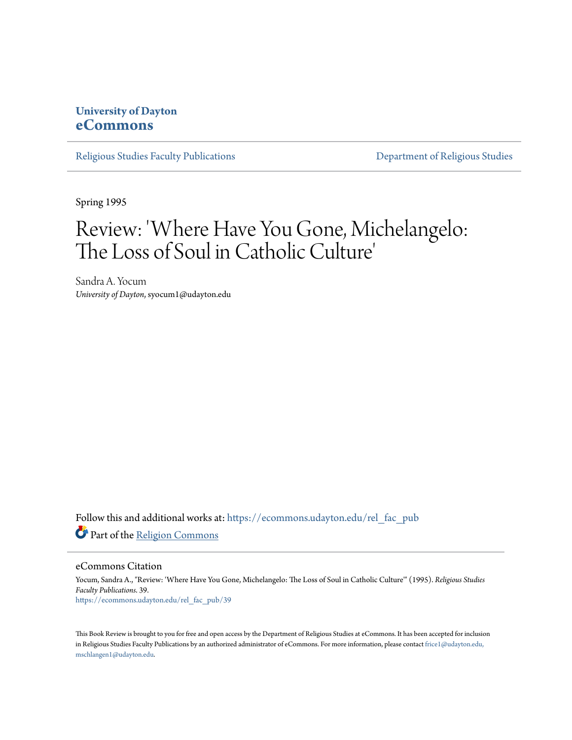University of Dayton
**eCommons**

Religious Studies Faculty Publications | Department of Religious Studies

Spring 1995

# Review: 'Where Have You Gone, Michelangelo: The Loss of Soul in Catholic Culture'

Sandra A. Yocum
*University of Dayton*, syocum1@udayton.edu

Follow this and additional works at: https://ecommons.udayton.edu/rel_fac_pub

Part of the Religion Commons

## eCommons Citation

Yocum, Sandra A., "Review: 'Where Have You Gone, Michelangelo: The Loss of Soul in Catholic Culture'" (1995). *Religious Studies Faculty Publications*. 39.
https://ecommons.udayton.edu/rel_fac_pub/39

This Book Review is brought to you for free and open access by the Department of Religious Studies at eCommons. It has been accepted for inclusion in Religious Studies Faculty Publications by an authorized administrator of eCommons. For more information, please contact frice1@udayton.edu, mschlangen1@udayton.edu.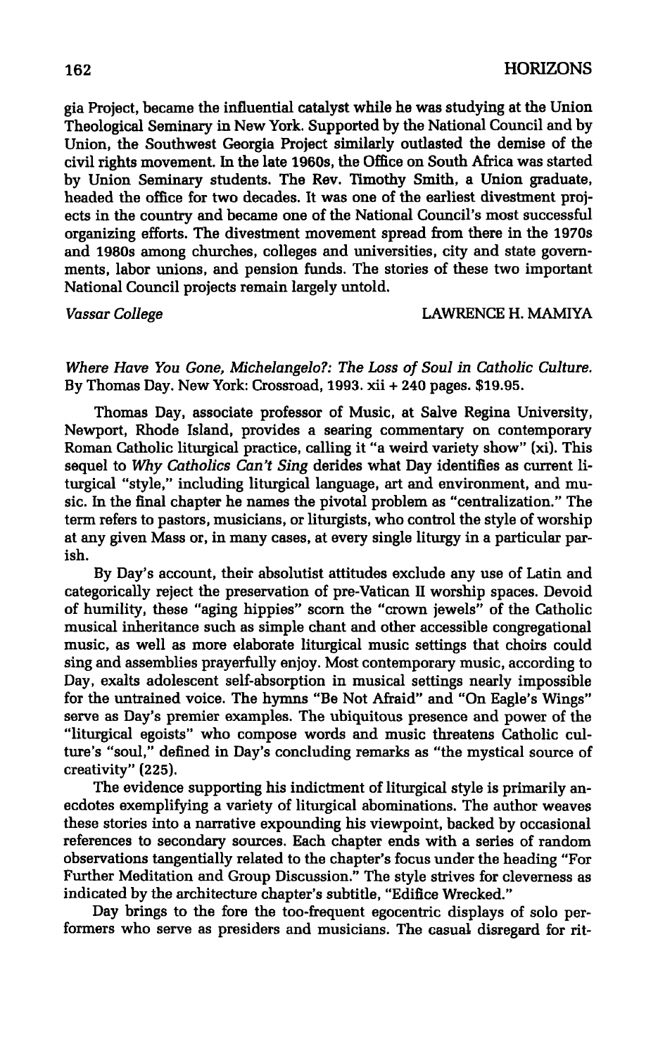gia Project, became the influential catalyst while he was studying at the Union Theological Seminary in New York. Supported by the National Council and by Union, the Southwest Georgia Project similarly outlasted the demise of the civil rights movement. In the late 1960s, the Office on South Africa was started by Union Seminary students. The Rev. Timothy Smith, a Union graduate, headed the office for two decades. It was one of the earliest divestment projects in the country and became one of the National Council's most successful organizing efforts. The divestment movement spread from there in the 1970s and 1980s among churches, colleges and universities, city and state governments, labor unions, and pension funds. The stories of these two important National Council projects remain largely untold.

*Vassar College* LAWRENCE H. MAMIYA

*Where Have You Gone, Michelangelo?: The Loss of Soul in Catholic Culture.* By Thomas Day. New York: Crossroad, 1993. xii + 240 pages. $19.95.

Thomas Day, associate professor of Music, at Salve Regina University, Newport, Rhode Island, provides a searing commentary on contemporary Roman Catholic liturgical practice, calling it "a weird variety show" (xi). This sequel to *Why Catholics Can't Sing* derides what Day identifies as current liturgical "style," including liturgical language, art and environment, and music. In the final chapter he names the pivotal problem as "centralization." The term refers to pastors, musicians, or liturgists, who control the style of worship at any given Mass or, in many cases, at every single liturgy in a particular parish.

By Day's account, their absolutist attitudes exclude any use of Latin and categorically reject the preservation of pre-Vatican II worship spaces. Devoid of humility, these "aging hippies" scorn the "crown jewels" of the Catholic musical inheritance such as simple chant and other accessible congregational music, as well as more elaborate liturgical music settings that choirs could sing and assemblies prayerfully enjoy. Most contemporary music, according to Day, exalts adolescent self-absorption in musical settings nearly impossible for the untrained voice. The hymns "Be Not Afraid" and "On Eagle's Wings" serve as Day's premier examples. The ubiquitous presence and power of the "liturgical egoists" who compose words and music threatens Catholic culture's "soul," defined in Day's concluding remarks as "the mystical source of creativity" (225).

The evidence supporting his indictment of liturgical style is primarily anecdotes exemplifying a variety of liturgical abominations. The author weaves these stories into a narrative expounding his viewpoint, backed by occasional references to secondary sources. Each chapter ends with a series of random observations tangentially related to the chapter's focus under the heading "For Further Meditation and Group Discussion." The style strives for cleverness as indicated by the architecture chapter's subtitle, "Edifice Wrecked."

Day brings to the fore the too-frequent egocentric displays of solo performers who serve as presiders and musicians. The casual disregard for rit-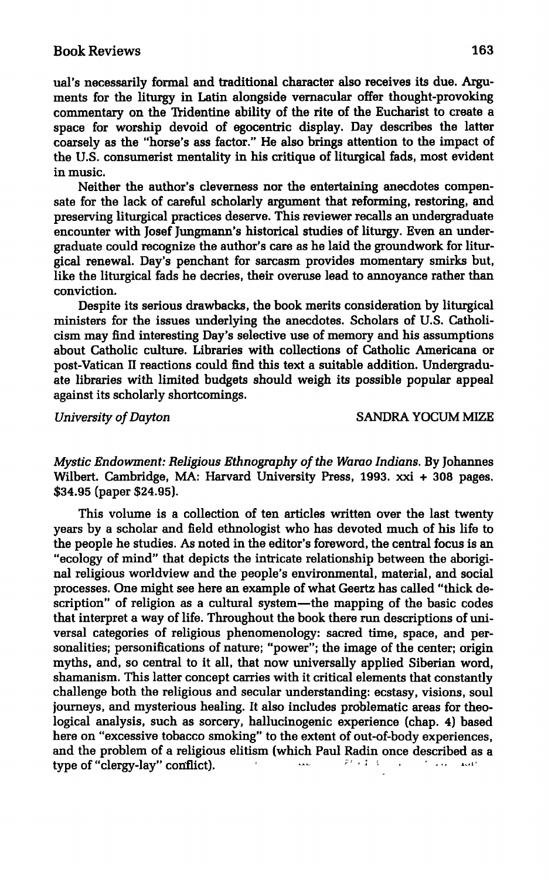ual's necessarily formal and traditional character also receives its due. Arguments for the liturgy in Latin alongside vernacular offer thought-provoking commentary on the Tridentine ability of the rite of the Eucharist to create a space for worship devoid of egocentric display. Day describes the latter coarsely as the "horse's ass factor." He also brings attention to the impact of the U.S. consumerist mentality in his critique of liturgical fads, most evident in music.

Neither the author's cleverness nor the entertaining anecdotes compensate for the lack of careful scholarly argument that reforming, restoring, and preserving liturgical practices deserve. This reviewer recalls an undergraduate encounter with Josef Jungmann's historical studies of liturgy. Even an undergraduate could recognize the author's care as he laid the groundwork for liturgical renewal. Day's penchant for sarcasm provides momentary smirks but, like the liturgical fads he decries, their overuse lead to annoyance rather than conviction.

Despite its serious drawbacks, the book merits consideration by liturgical ministers for the issues underlying the anecdotes. Scholars of U.S. Catholicism may find interesting Day's selective use of memory and his assumptions about Catholic culture. Libraries with collections of Catholic Americana or post-Vatican II reactions could find this text a suitable addition. Undergraduate libraries with limited budgets should weigh its possible popular appeal against its scholarly shortcomings.

*University of Dayton* SANDRA YOCUM MIZE

*Mystic Endowment: Religious Ethnography of the Warao Indians.* By Johannes Wilbert. Cambridge, MA: Harvard University Press, 1993. xxi + 308 pages. $34.95 (paper $24.95).

This volume is a collection of ten articles written over the last twenty years by a scholar and field ethnologist who has devoted much of his life to the people he studies. As noted in the editor's foreword, the central focus is an "ecology of mind" that depicts the intricate relationship between the aboriginal religious worldview and the people's environmental, material, and social processes. One might see here an example of what Geertz has called "thick description" of religion as a cultural system—the mapping of the basic codes that interpret a way of life. Throughout the book there run descriptions of universal categories of religious phenomenology: sacred time, space, and personalities; personifications of nature; "power"; the image of the center; origin myths, and, so central to it all, that now universally applied Siberian word, shamanism. This latter concept carries with it critical elements that constantly challenge both the religious and secular understanding: ecstasy, visions, soul journeys, and mysterious healing. It also includes problematic areas for theological analysis, such as sorcery, hallucinogenic experience (chap. 4) based here on "excessive tobacco smoking" to the extent of out-of-body experiences, and the problem of a religious elitism (which Paul Radin once described as a type of "clergy-lay" conflict).